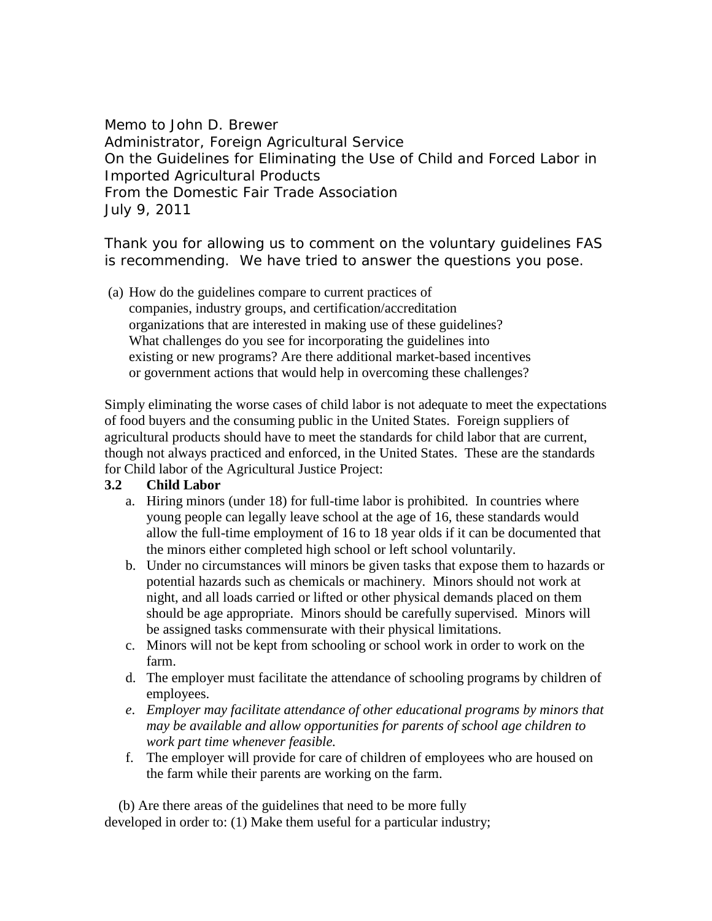Memo to John D. Brewer
Administrator, Foreign Agricultural Service
On the Guidelines for Eliminating the Use of Child and Forced Labor in Imported Agricultural Products
From the Domestic Fair Trade Association
July 9, 2011

Thank you for allowing us to comment on the voluntary guidelines FAS is recommending. We have tried to answer the questions you pose.

(a) How do the guidelines compare to current practices of companies, industry groups, and certification/accreditation organizations that are interested in making use of these guidelines? What challenges do you see for incorporating the guidelines into existing or new programs? Are there additional market-based incentives or government actions that would help in overcoming these challenges?

Simply eliminating the worse cases of child labor is not adequate to meet the expectations of food buyers and the consuming public in the United States. Foreign suppliers of agricultural products should have to meet the standards for child labor that are current, though not always practiced and enforced, in the United States. These are the standards for Child labor of the Agricultural Justice Project:

**3.2 Child Labor**

a. Hiring minors (under 18) for full-time labor is prohibited. In countries where young people can legally leave school at the age of 16, these standards would allow the full-time employment of 16 to 18 year olds if it can be documented that the minors either completed high school or left school voluntarily.
b. Under no circumstances will minors be given tasks that expose them to hazards or potential hazards such as chemicals or machinery. Minors should not work at night, and all loads carried or lifted or other physical demands placed on them should be age appropriate. Minors should be carefully supervised. Minors will be assigned tasks commensurate with their physical limitations.
c. Minors will not be kept from schooling or school work in order to work on the farm.
d. The employer must facilitate the attendance of schooling programs by children of employees.
e. *Employer may facilitate attendance of other educational programs by minors that may be available and allow opportunities for parents of school age children to work part time whenever feasible.*
f. The employer will provide for care of children of employees who are housed on the farm while their parents are working on the farm.

(b) Are there areas of the guidelines that need to be more fully developed in order to: (1) Make them useful for a particular industry;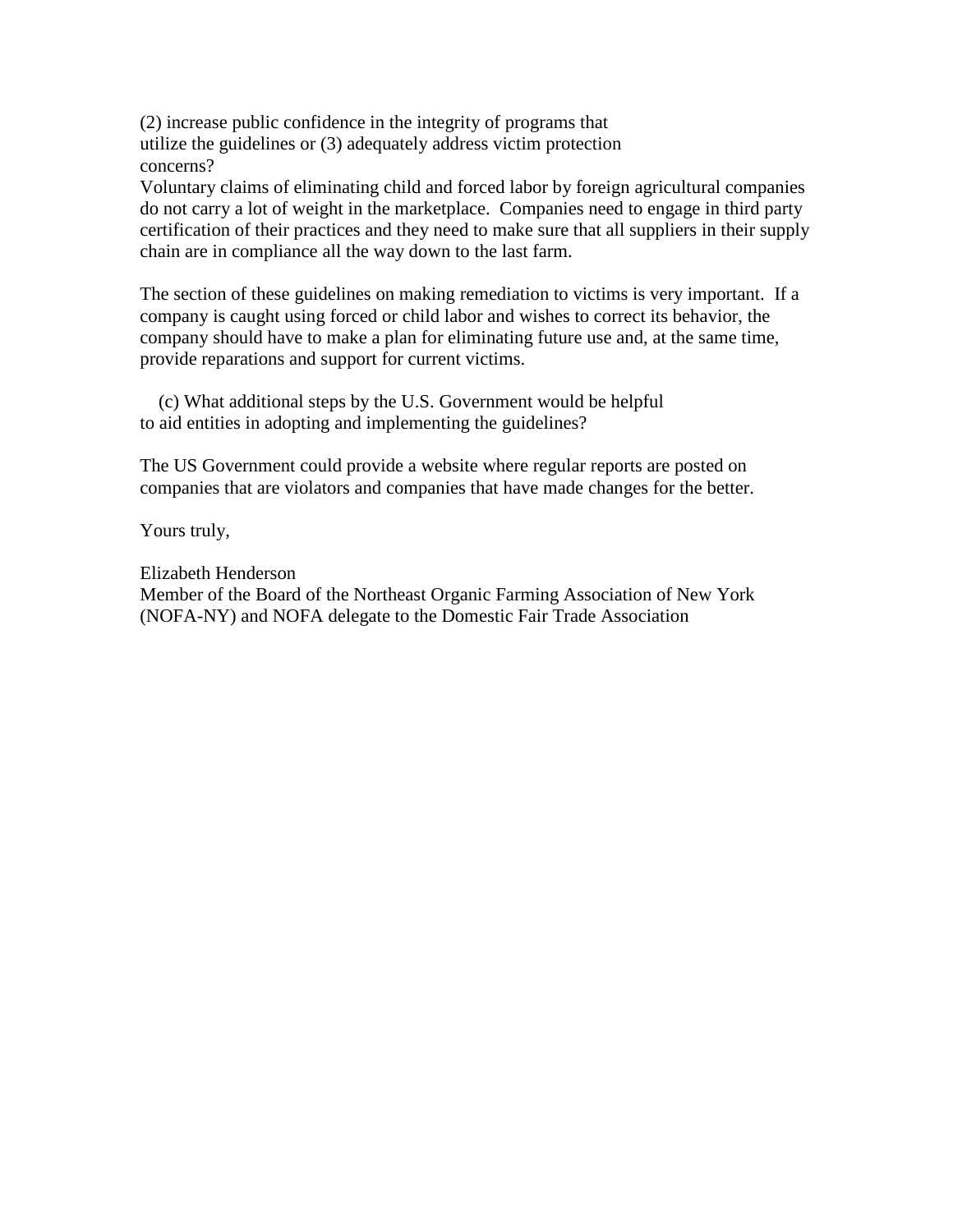(2) increase public confidence in the integrity of programs that utilize the guidelines or (3) adequately address victim protection concerns?

Voluntary claims of eliminating child and forced labor by foreign agricultural companies do not carry a lot of weight in the marketplace. Companies need to engage in third party certification of their practices and they need to make sure that all suppliers in their supply chain are in compliance all the way down to the last farm.

The section of these guidelines on making remediation to victims is very important. If a company is caught using forced or child labor and wishes to correct its behavior, the company should have to make a plan for eliminating future use and, at the same time, provide reparations and support for current victims.

(c) What additional steps by the U.S. Government would be helpful to aid entities in adopting and implementing the guidelines?

The US Government could provide a website where regular reports are posted on companies that are violators and companies that have made changes for the better.

Yours truly,

Elizabeth Henderson
Member of the Board of the Northeast Organic Farming Association of New York (NOFA-NY) and NOFA delegate to the Domestic Fair Trade Association